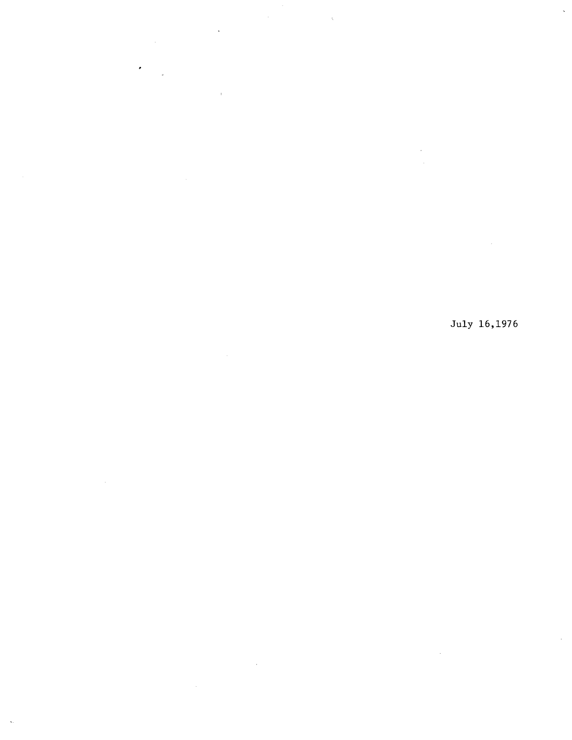July 16,1976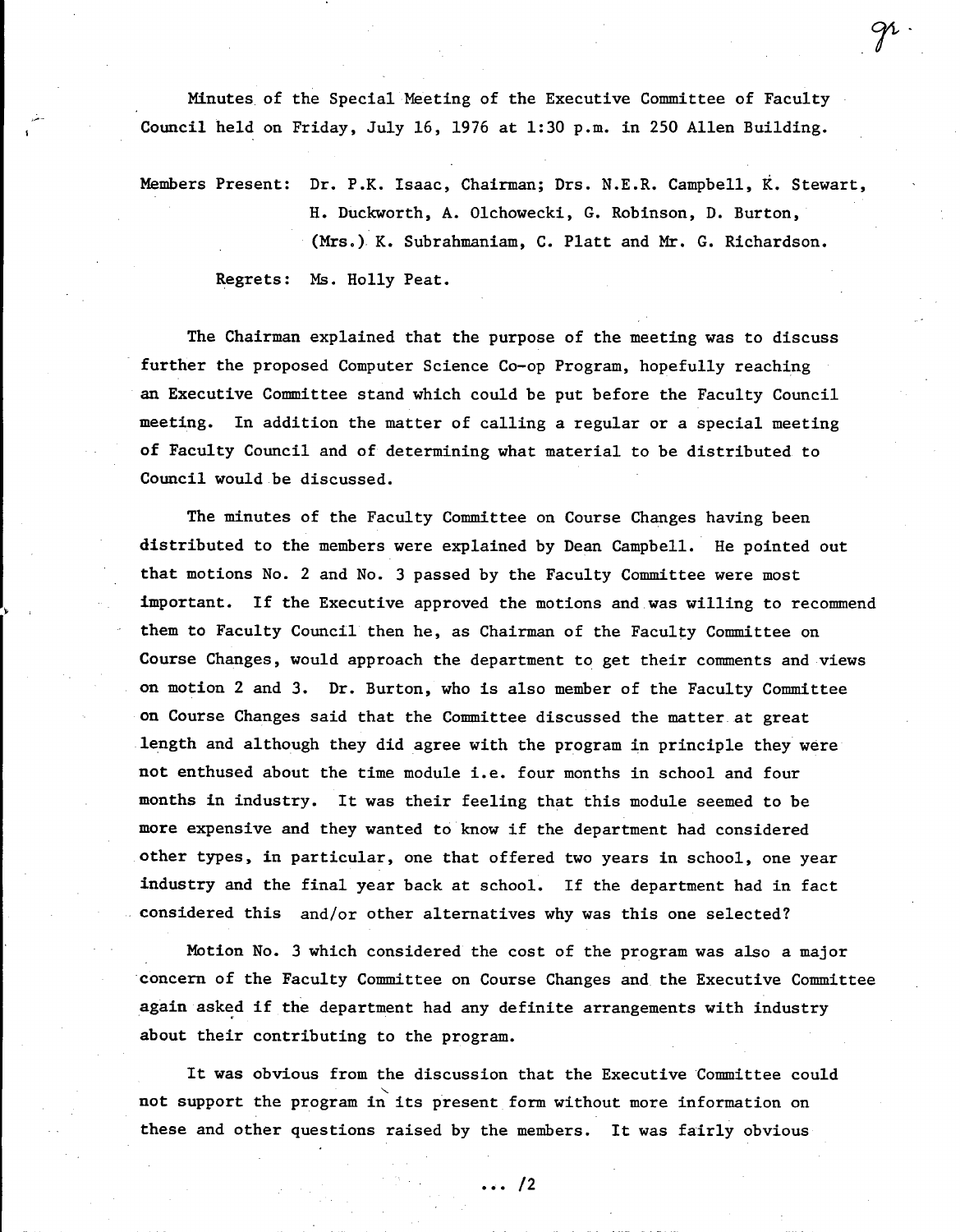Minutes of the Special Meeting of the Executive Committee of Faculty Council held on Friday, July 16, 1976 at 1:30 p.m. in 250 Allen Building.

Members Present: Dr. P.K. Isaac, Chairman; Drs. N.E.R. Campbell, K. Stewart, H. Duckworth, A. Olchowecki, G. Robinson, D. Burton, (Mrs.) K. Subrahmaniam, C. Platt and Mr. G. Richardson.

Regrets: Ms. Holly Peat.

The Chairman explained that the purpose of the meeting was to discuss further the proposed Computer Science Co-op Program, hopefully reaching an Executive Committee stand which could be put before the Faculty Council meeting. In addition the matter of calling a regular or a special meeting of Faculty Council and of determining what material to be distributed to Council would be discussed.

The minutes of the Faculty Committee on Course Changes having been distributed to the members were explained by Dean Campbell. He pointed out that motions No. 2 and No. 3 passed by the Faculty Committee were most important. If the Executive approved the motions and was willing to recommend them to Faculty Council then he, as Chairman of the Faculty Committee on Course Changes, would approach the department to get their comments and views on motion 2 and 3. Dr. Burton, who is also member of the Faculty Committee on Course Changes said that the Committee discussed the matter at great length and although they did agree with the program in principle they were not enthused about the time module i.e. four months in school and four months in industry. It was their feeling that this module seemed to be more expensive and they wanted to know if the department had considered other types, in particular, one that offered two years in school, one year industry and the final year back at school. If the department had in fact considered this and/or other alternatives why was this one selected?

Motion No. 3 which considered the cost of the program was also a major concern of the Faculty Committee on Course Changes and the Executive Committee again asked if the department had any definite arrangements with industry about their contributing to the program.

It was obvious from the discussion that the Executive Committee could not support the program in its present form without more information on these and other questions raised by the members. It was fairly obvious

... /2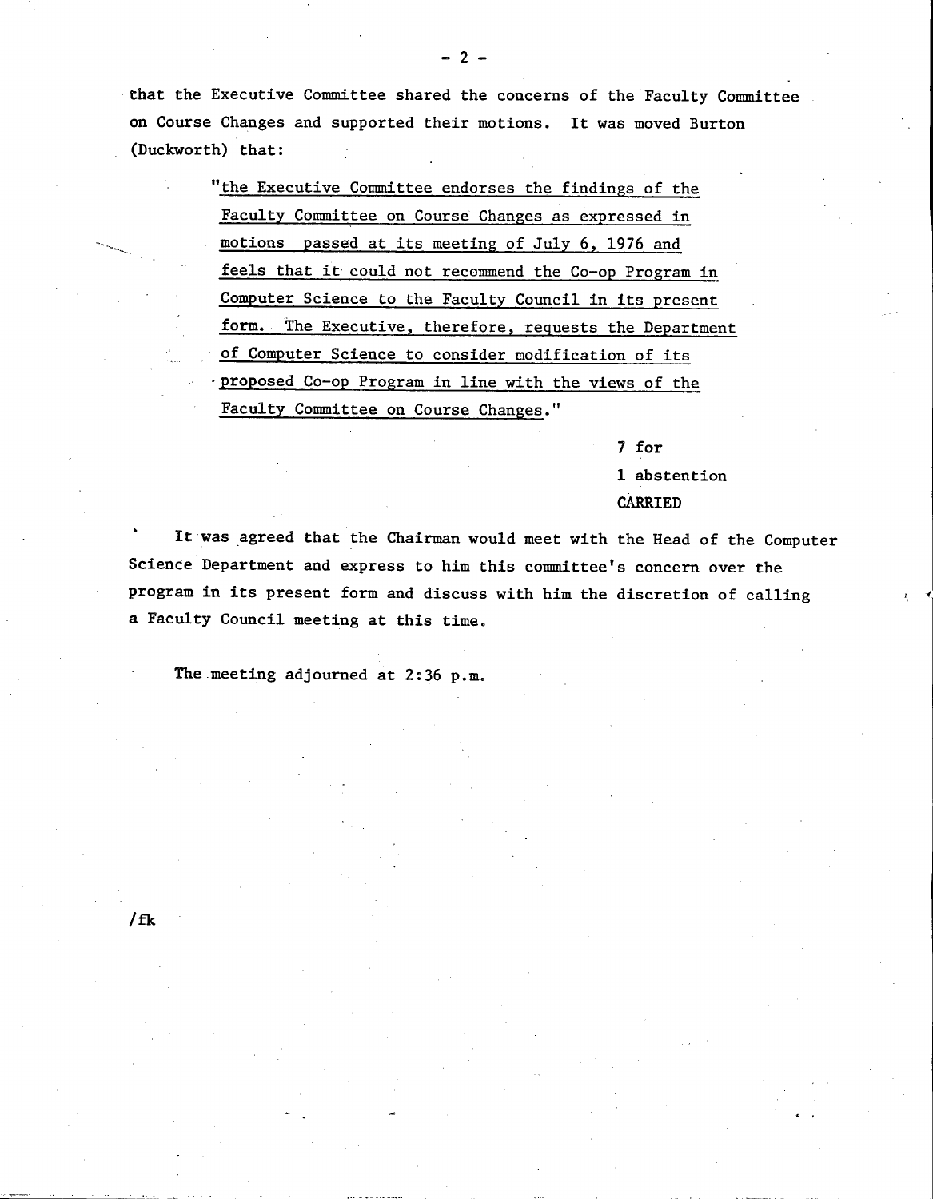that the Executive Committee shared the concerns of the Faculty Committee on Course Changes and supported their motions. It was moved Burton (Duckworth) that:

> "the Executive Committee endorses the findings of the Faculty Committee on Course Changes as expressed in motions passed at its meeting of July 6, 1976 and feels that it could not recommend the Co-op Program in Computer Science to the Faculty Council in its present form. The Executive, therefore, requests the Department of Computer Science to consider modification of its proposed Co-op Program in line with the views of the Faculty Committee on Course Changes."

7 for
1 abstention
CARRIED

It was agreed that the Chairman would meet with the Head of the Computer Science Department and express to him this committee's concern over the program in its present form and discuss with him the discretion of calling a Faculty Council meeting at this time.

The meeting adjourned at 2:36 p.m.

/fk